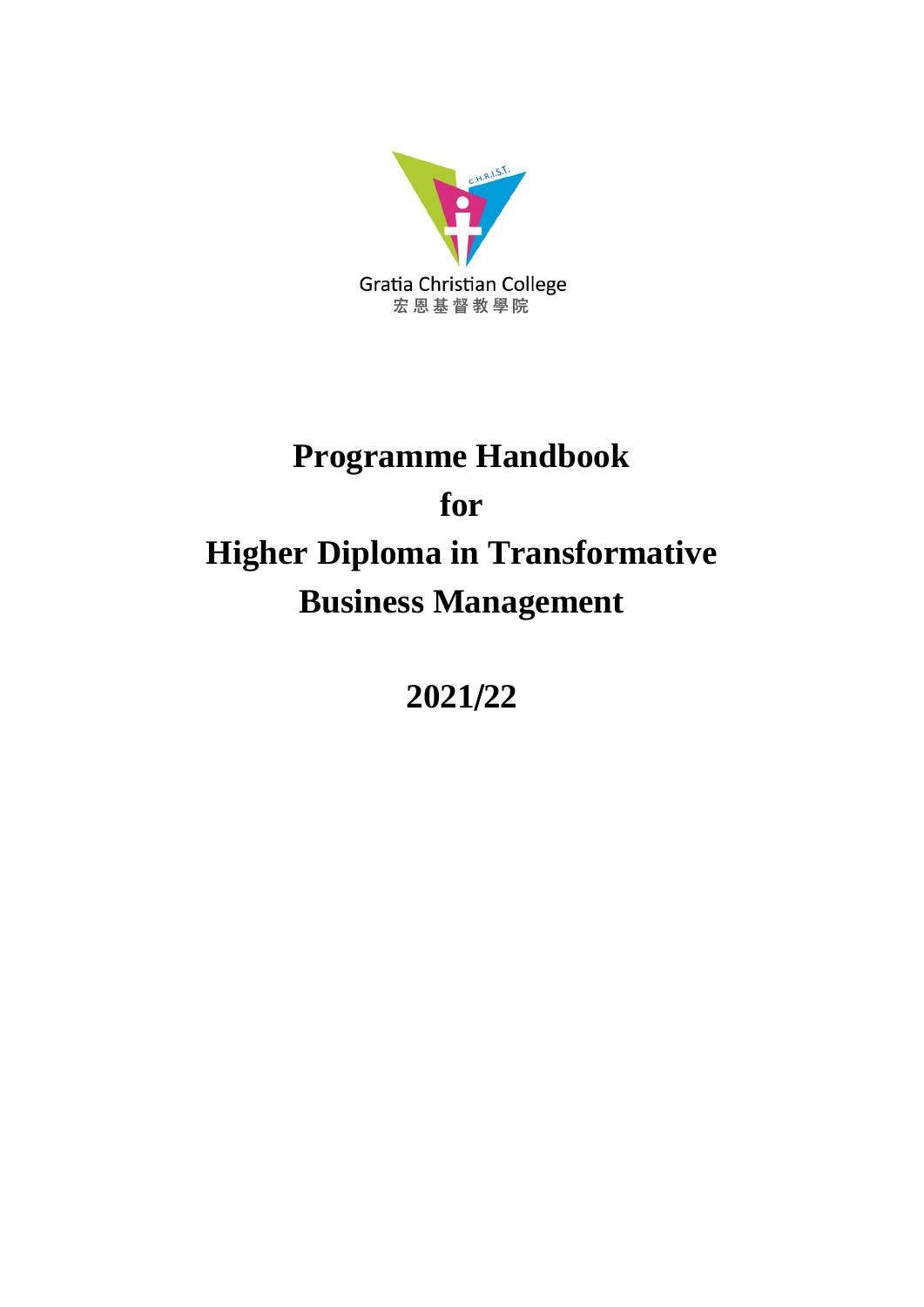Gratia Christian College
宏恩基督教學院

# Programme Handbook
# for
# Higher Diploma in Transformative Business Management

## 2021/22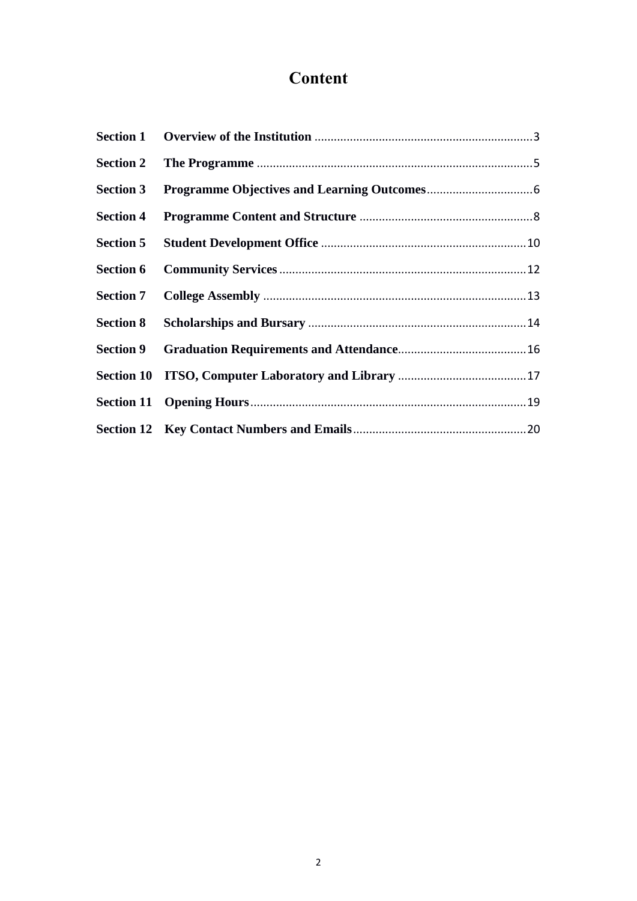# Content

| Section | Title | Page |
|---|---|---|
| **Section 1** | **Overview of the Institution** | 3 |
| **Section 2** | **The Programme** | 5 |
| **Section 3** | **Programme Objectives and Learning Outcomes** | 6 |
| **Section 4** | **Programme Content and Structure** | 8 |
| **Section 5** | **Student Development Office** | 10 |
| **Section 6** | **Community Services** | 12 |
| **Section 7** | **College Assembly** | 13 |
| **Section 8** | **Scholarships and Bursary** | 14 |
| **Section 9** | **Graduation Requirements and Attendance** | 16 |
| **Section 10** | **ITSO, Computer Laboratory and Library** | 17 |
| **Section 11** | **Opening Hours** | 19 |
| **Section 12** | **Key Contact Numbers and Emails** | 20 |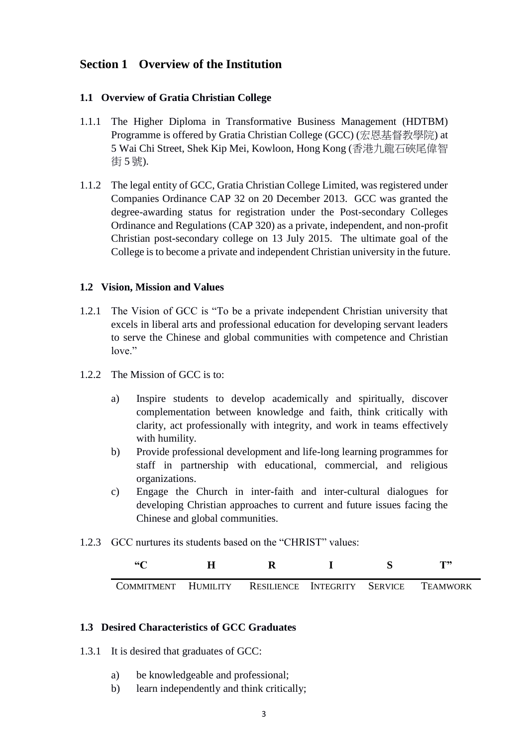## Section 1 Overview of the Institution

### 1.1 Overview of Gratia Christian College

1.1.1 The Higher Diploma in Transformative Business Management (HDTBM) Programme is offered by Gratia Christian College (GCC) (宏恩基督教學院) at 5 Wai Chi Street, Shek Kip Mei, Kowloon, Hong Kong (香港九龍石硤尾偉智街 5 號).

1.1.2 The legal entity of GCC, Gratia Christian College Limited, was registered under Companies Ordinance CAP 32 on 20 December 2013. GCC was granted the degree-awarding status for registration under the Post-secondary Colleges Ordinance and Regulations (CAP 320) as a private, independent, and non-profit Christian post-secondary college on 13 July 2015. The ultimate goal of the College is to become a private and independent Christian university in the future.

### 1.2 Vision, Mission and Values

1.2.1 The Vision of GCC is "To be a private independent Christian university that excels in liberal arts and professional education for developing servant leaders to serve the Chinese and global communities with competence and Christian love."

1.2.2 The Mission of GCC is to:

a) Inspire students to develop academically and spiritually, discover complementation between knowledge and faith, think critically with clarity, act professionally with integrity, and work in teams effectively with humility.
b) Provide professional development and life-long learning programmes for staff in partnership with educational, commercial, and religious organizations.
c) Engage the Church in inter-faith and inter-cultural dialogues for developing Christian approaches to current and future issues facing the Chinese and global communities.

1.2.3 GCC nurtures its students based on the "CHRIST" values:

| **"C** | **H** | **R** | **I** | **S** | **T"** |
|---|---|---|---|---|---|
| COMMITMENT | HUMILITY | RESILIENCE | INTEGRITY | SERVICE | TEAMWORK |

### 1.3 Desired Characteristics of GCC Graduates

1.3.1 It is desired that graduates of GCC:

a) be knowledgeable and professional;
b) learn independently and think critically;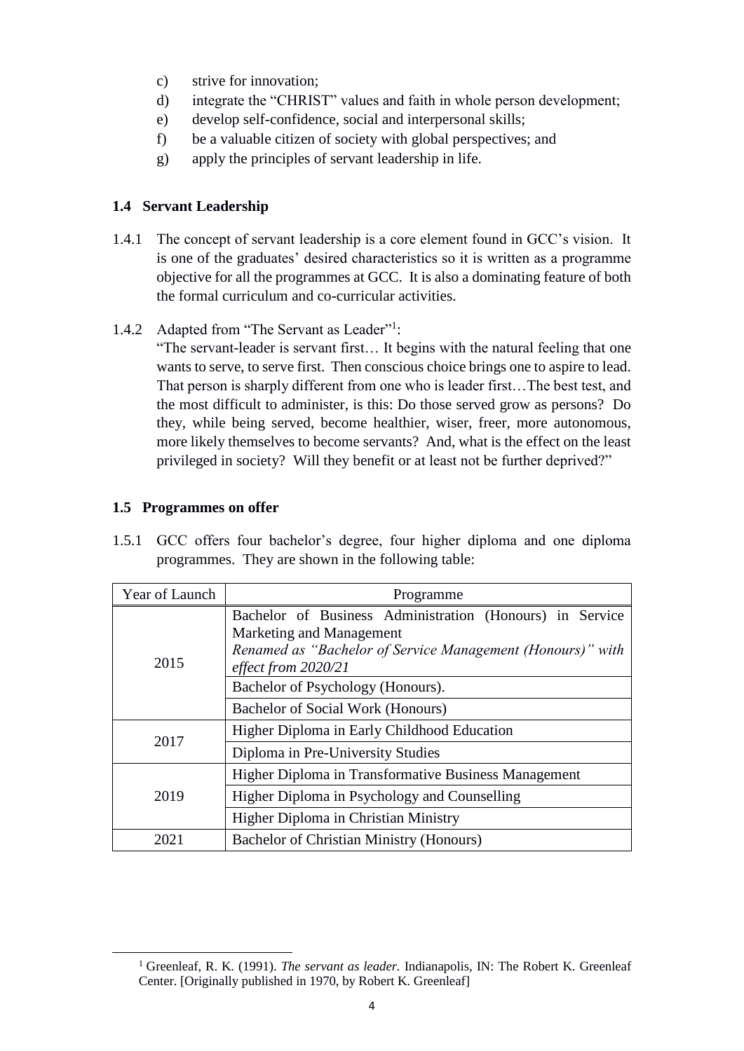c) strive for innovation;
d) integrate the "CHRIST" values and faith in whole person development;
e) develop self-confidence, social and interpersonal skills;
f) be a valuable citizen of society with global perspectives; and
g) apply the principles of servant leadership in life.

### 1.4 Servant Leadership

1.4.1 The concept of servant leadership is a core element found in GCC's vision. It is one of the graduates' desired characteristics so it is written as a programme objective for all the programmes at GCC. It is also a dominating feature of both the formal curriculum and co-curricular activities.

1.4.2 Adapted from "The Servant as Leader"[1]:
"The servant-leader is servant first… It begins with the natural feeling that one wants to serve, to serve first. Then conscious choice brings one to aspire to lead. That person is sharply different from one who is leader first…The best test, and the most difficult to administer, is this: Do those served grow as persons? Do they, while being served, become healthier, wiser, freer, more autonomous, more likely themselves to become servants? And, what is the effect on the least privileged in society? Will they benefit or at least not be further deprived?"

### 1.5 Programmes on offer

1.5.1 GCC offers four bachelor's degree, four higher diploma and one diploma programmes. They are shown in the following table:

| Year of Launch | Programme |
|---|---|
| 2015 | Bachelor of Business Administration (Honours) in Service Marketing and Management *Renamed as "Bachelor of Service Management (Honours)" with effect from 2020/21* |
| | Bachelor of Psychology (Honours). |
| | Bachelor of Social Work (Honours) |
| 2017 | Higher Diploma in Early Childhood Education |
| | Diploma in Pre-University Studies |
| 2019 | Higher Diploma in Transformative Business Management |
| | Higher Diploma in Psychology and Counselling |
| | Higher Diploma in Christian Ministry |
| 2021 | Bachelor of Christian Ministry (Honours) |

[1] Greenleaf, R. K. (1991). *The servant as leader.* Indianapolis, IN: The Robert K. Greenleaf Center. [Originally published in 1970, by Robert K. Greenleaf]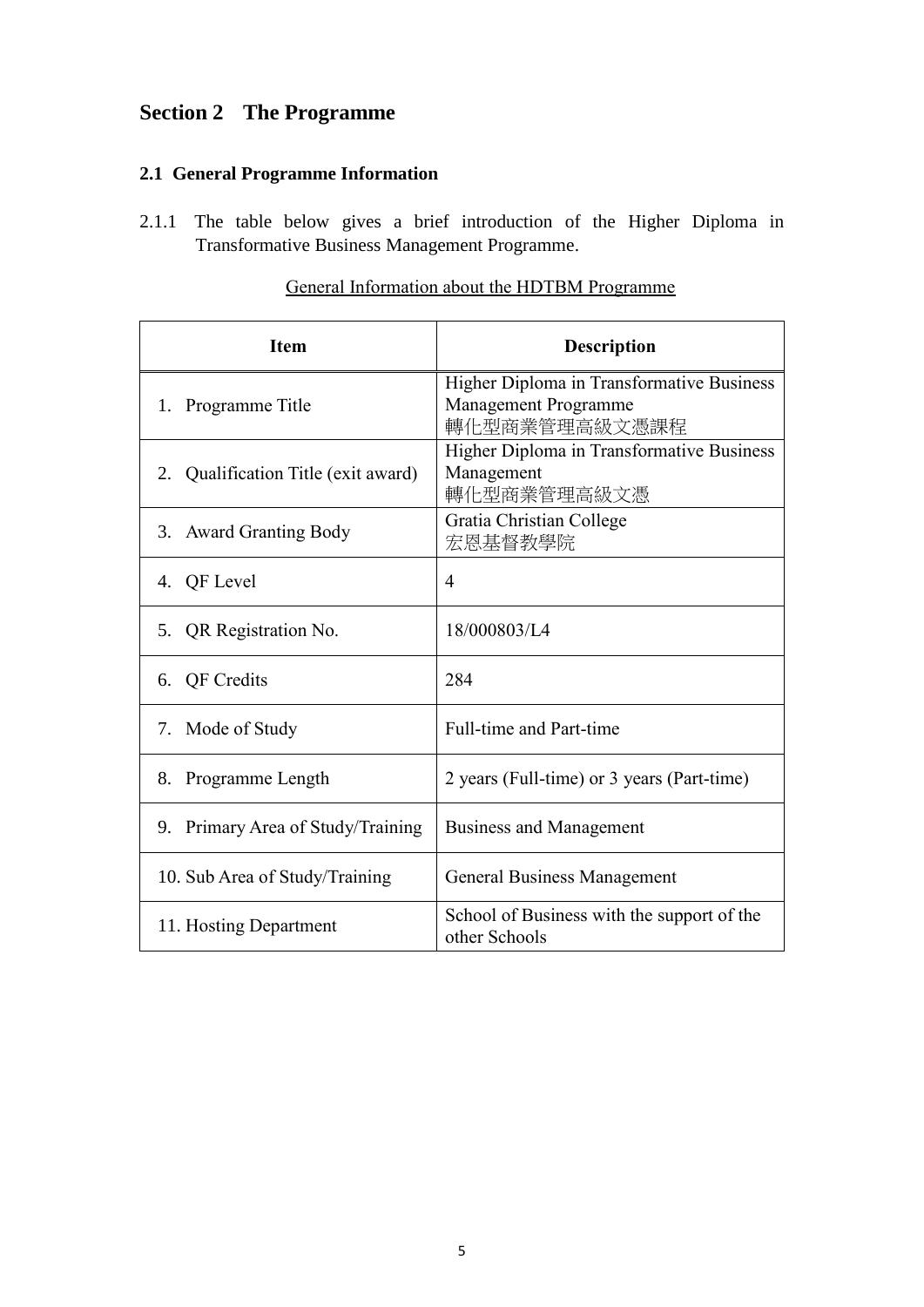# Section 2 The Programme

## 2.1 General Programme Information

2.1.1 The table below gives a brief introduction of the Higher Diploma in Transformative Business Management Programme.

General Information about the HDTBM Programme

| Item | Description |
|---|---|
| 1. Programme Title | Higher Diploma in Transformative Business Management Programme<br>轉化型商業管理高級文憑課程 |
| 2. Qualification Title (exit award) | Higher Diploma in Transformative Business Management<br>轉化型商業管理高級文憑 |
| 3. Award Granting Body | Gratia Christian College<br>宏恩基督教學院 |
| 4. QF Level | 4 |
| 5. QR Registration No. | 18/000803/L4 |
| 6. QF Credits | 284 |
| 7. Mode of Study | Full-time and Part-time |
| 8. Programme Length | 2 years (Full-time) or 3 years (Part-time) |
| 9. Primary Area of Study/Training | Business and Management |
| 10. Sub Area of Study/Training | General Business Management |
| 11. Hosting Department | School of Business with the support of the other Schools |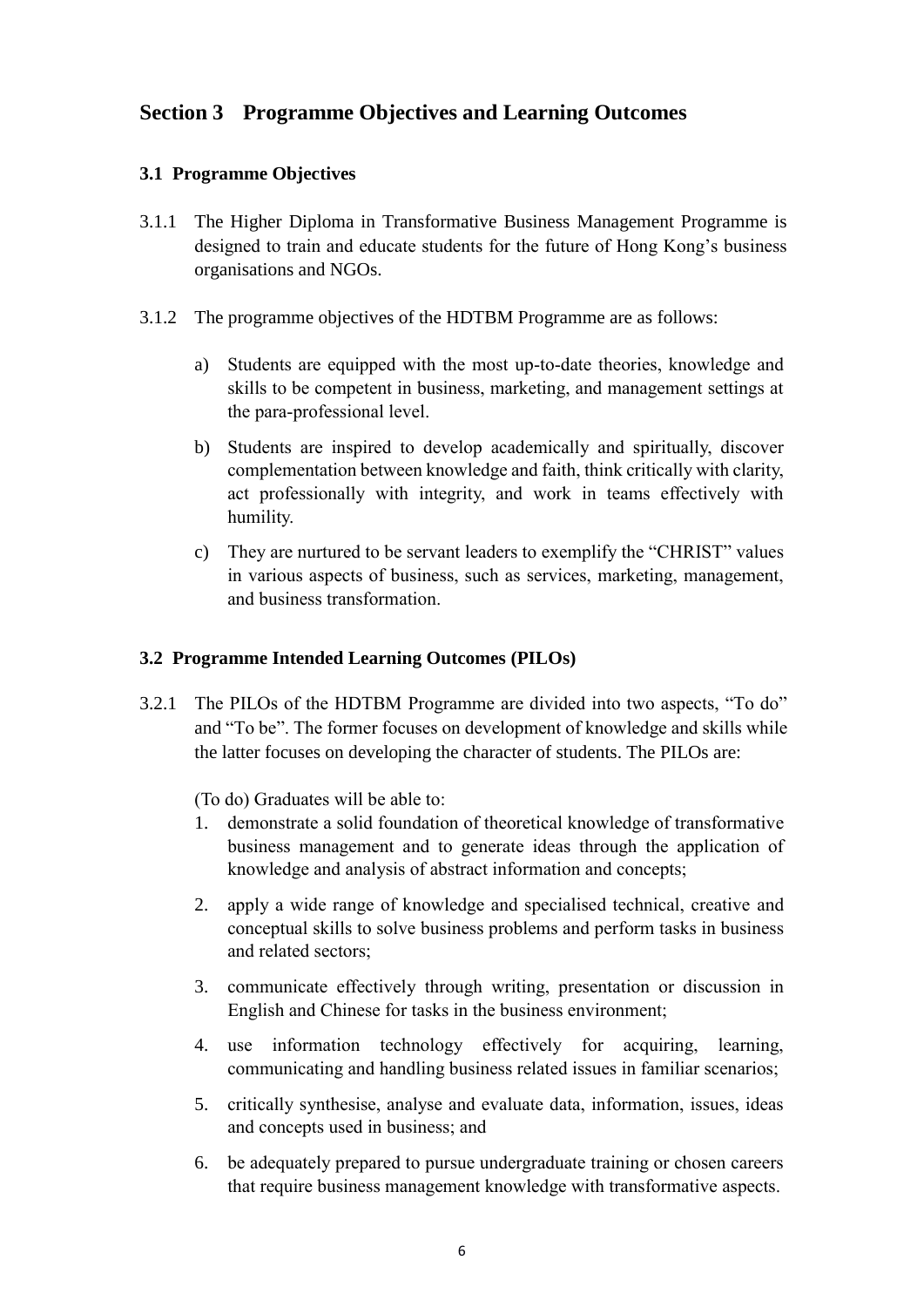## Section 3 Programme Objectives and Learning Outcomes

### 3.1 Programme Objectives

3.1.1 The Higher Diploma in Transformative Business Management Programme is designed to train and educate students for the future of Hong Kong's business organisations and NGOs.

3.1.2 The programme objectives of the HDTBM Programme are as follows:

a) Students are equipped with the most up-to-date theories, knowledge and skills to be competent in business, marketing, and management settings at the para-professional level.

b) Students are inspired to develop academically and spiritually, discover complementation between knowledge and faith, think critically with clarity, act professionally with integrity, and work in teams effectively with humility.

c) They are nurtured to be servant leaders to exemplify the "CHRIST" values in various aspects of business, such as services, marketing, management, and business transformation.

### 3.2 Programme Intended Learning Outcomes (PILOs)

3.2.1 The PILOs of the HDTBM Programme are divided into two aspects, "To do" and "To be". The former focuses on development of knowledge and skills while the latter focuses on developing the character of students. The PILOs are:

(To do) Graduates will be able to:

1. demonstrate a solid foundation of theoretical knowledge of transformative business management and to generate ideas through the application of knowledge and analysis of abstract information and concepts;
2. apply a wide range of knowledge and specialised technical, creative and conceptual skills to solve business problems and perform tasks in business and related sectors;
3. communicate effectively through writing, presentation or discussion in English and Chinese for tasks in the business environment;
4. use information technology effectively for acquiring, learning, communicating and handling business related issues in familiar scenarios;
5. critically synthesise, analyse and evaluate data, information, issues, ideas and concepts used in business; and
6. be adequately prepared to pursue undergraduate training or chosen careers that require business management knowledge with transformative aspects.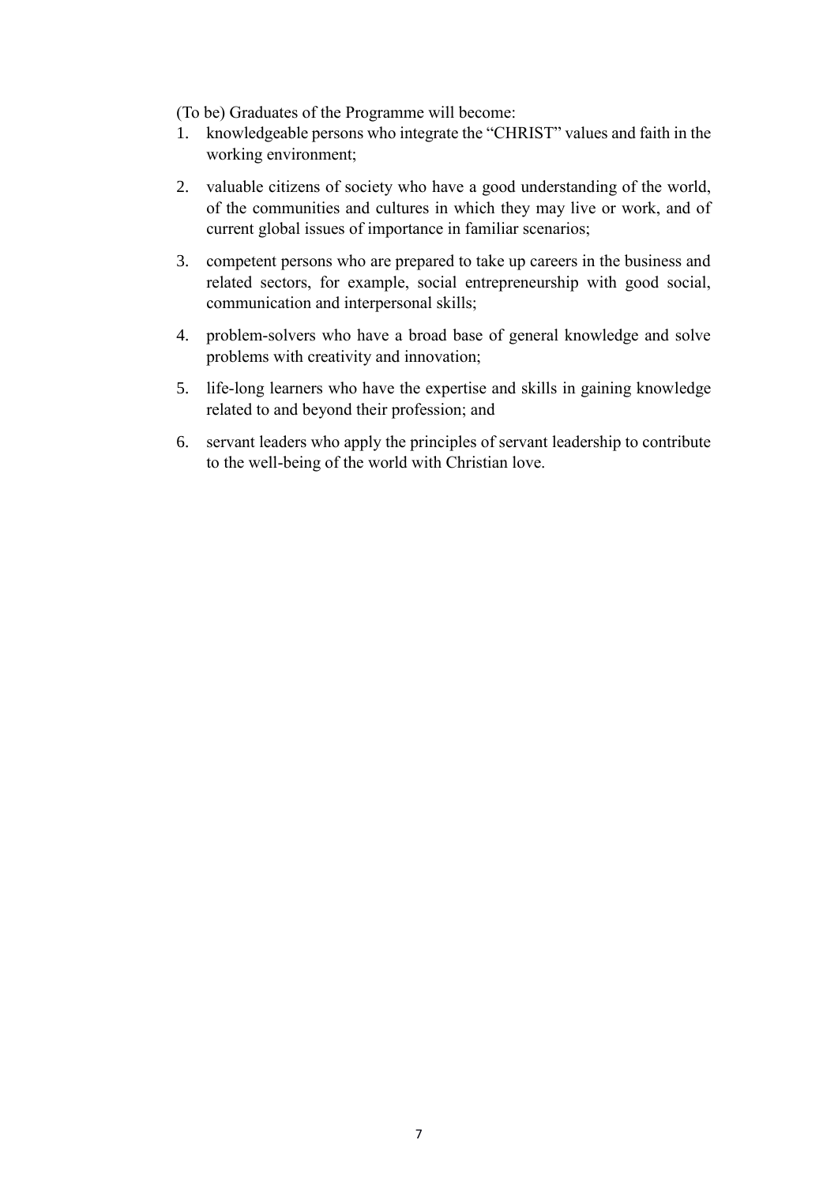(To be) Graduates of the Programme will become:

1. knowledgeable persons who integrate the "CHRIST" values and faith in the working environment;
2. valuable citizens of society who have a good understanding of the world, of the communities and cultures in which they may live or work, and of current global issues of importance in familiar scenarios;
3. competent persons who are prepared to take up careers in the business and related sectors, for example, social entrepreneurship with good social, communication and interpersonal skills;
4. problem-solvers who have a broad base of general knowledge and solve problems with creativity and innovation;
5. life-long learners who have the expertise and skills in gaining knowledge related to and beyond their profession; and
6. servant leaders who apply the principles of servant leadership to contribute to the well-being of the world with Christian love.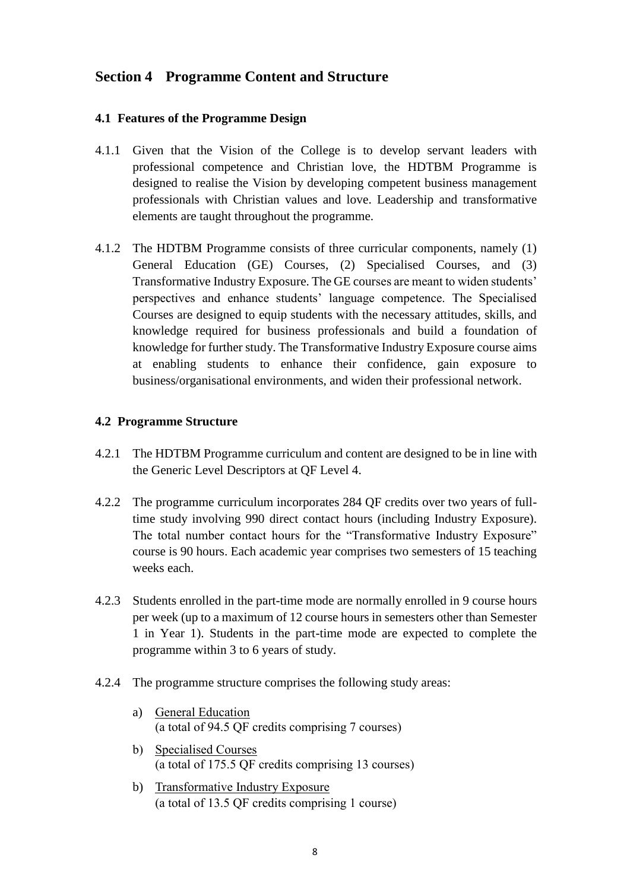## Section 4 Programme Content and Structure

### 4.1 Features of the Programme Design

4.1.1 Given that the Vision of the College is to develop servant leaders with professional competence and Christian love, the HDTBM Programme is designed to realise the Vision by developing competent business management professionals with Christian values and love. Leadership and transformative elements are taught throughout the programme.

4.1.2 The HDTBM Programme consists of three curricular components, namely (1) General Education (GE) Courses, (2) Specialised Courses, and (3) Transformative Industry Exposure. The GE courses are meant to widen students' perspectives and enhance students' language competence. The Specialised Courses are designed to equip students with the necessary attitudes, skills, and knowledge required for business professionals and build a foundation of knowledge for further study. The Transformative Industry Exposure course aims at enabling students to enhance their confidence, gain exposure to business/organisational environments, and widen their professional network.

### 4.2 Programme Structure

4.2.1 The HDTBM Programme curriculum and content are designed to be in line with the Generic Level Descriptors at QF Level 4.

4.2.2 The programme curriculum incorporates 284 QF credits over two years of full-time study involving 990 direct contact hours (including Industry Exposure). The total number contact hours for the "Transformative Industry Exposure" course is 90 hours. Each academic year comprises two semesters of 15 teaching weeks each.

4.2.3 Students enrolled in the part-time mode are normally enrolled in 9 course hours per week (up to a maximum of 12 course hours in semesters other than Semester 1 in Year 1). Students in the part-time mode are expected to complete the programme within 3 to 6 years of study.

4.2.4 The programme structure comprises the following study areas:

a) <u>General Education</u>
(a total of 94.5 QF credits comprising 7 courses)

b) <u>Specialised Courses</u>
(a total of 175.5 QF credits comprising 13 courses)

b) <u>Transformative Industry Exposure</u>
(a total of 13.5 QF credits comprising 1 course)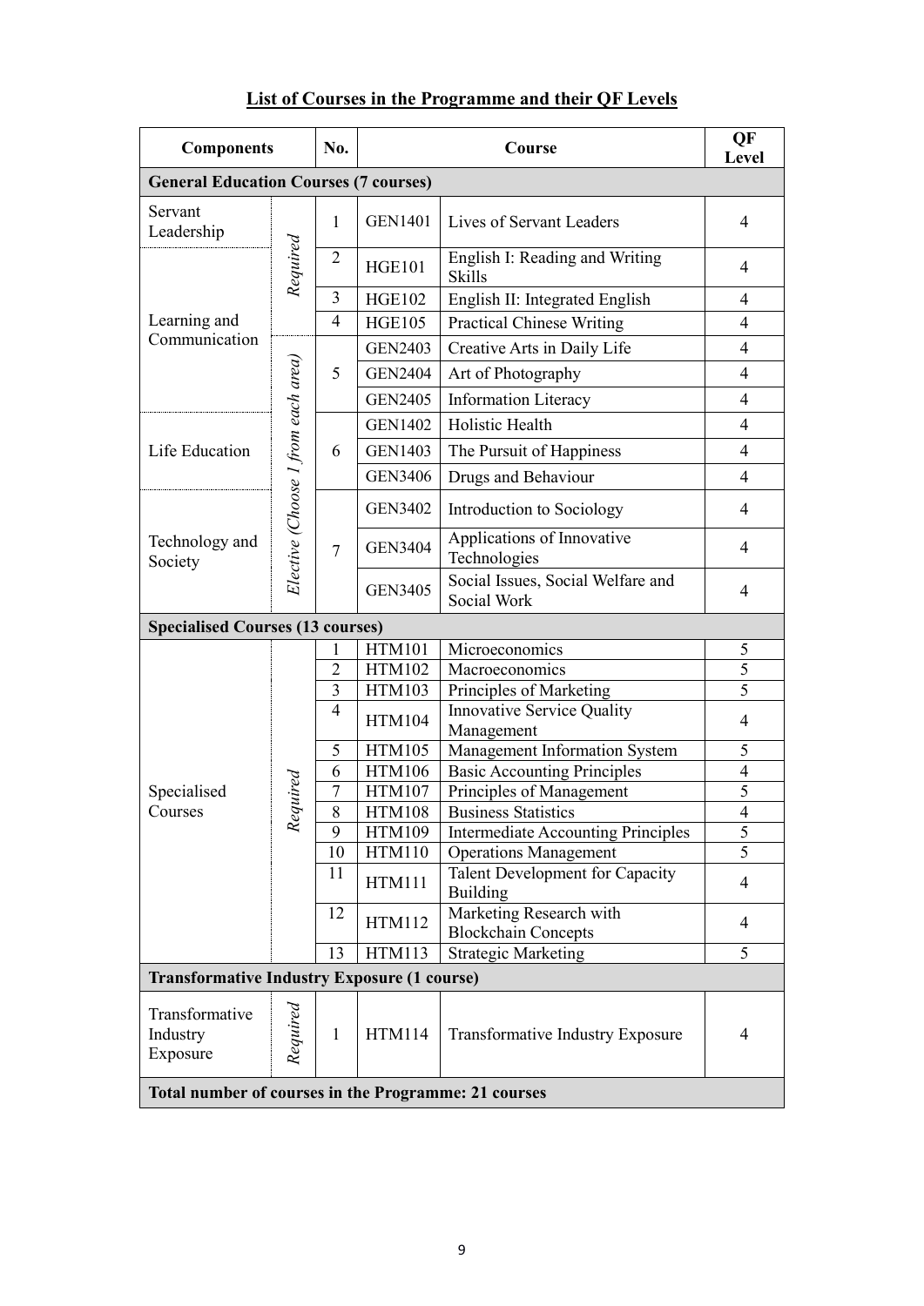## List of Courses in the Programme and their QF Levels

| Components | | No. | Course | | QF Level |
|---|---|---|---|---|---|
| **General Education Courses (7 courses)** | | | | | |
| Servant Leadership | *Required* | 1 | GEN1401 | Lives of Servant Leaders | 4 |
| Learning and Communication | *Required* | 2 | HGE101 | English I: Reading and Writing Skills | 4 |
| | | 3 | HGE102 | English II: Integrated English | 4 |
| | | 4 | HGE105 | Practical Chinese Writing | 4 |
| | *Elective (Choose 1 from each area)* | 5 | GEN2403 | Creative Arts in Daily Life | 4 |
| | | | GEN2404 | Art of Photography | 4 |
| | | | GEN2405 | Information Literacy | 4 |
| Life Education | | 6 | GEN1402 | Holistic Health | 4 |
| | | | GEN1403 | The Pursuit of Happiness | 4 |
| | | | GEN3406 | Drugs and Behaviour | 4 |
| Technology and Society | | 7 | GEN3402 | Introduction to Sociology | 4 |
| | | | GEN3404 | Applications of Innovative Technologies | 4 |
| | | | GEN3405 | Social Issues, Social Welfare and Social Work | 4 |
| **Specialised Courses (13 courses)** | | | | | |
| Specialised Courses | *Required* | 1 | HTM101 | Microeconomics | 5 |
| | | 2 | HTM102 | Macroeconomics | 5 |
| | | 3 | HTM103 | Principles of Marketing | 5 |
| | | 4 | HTM104 | Innovative Service Quality Management | 4 |
| | | 5 | HTM105 | Management Information System | 5 |
| | | 6 | HTM106 | Basic Accounting Principles | 4 |
| | | 7 | HTM107 | Principles of Management | 5 |
| | | 8 | HTM108 | Business Statistics | 4 |
| | | 9 | HTM109 | Intermediate Accounting Principles | 5 |
| | | 10 | HTM110 | Operations Management | 5 |
| | | 11 | HTM111 | Talent Development for Capacity Building | 4 |
| | | 12 | HTM112 | Marketing Research with Blockchain Concepts | 4 |
| | | 13 | HTM113 | Strategic Marketing | 5 |
| **Transformative Industry Exposure (1 course)** | | | | | |
| Transformative Industry Exposure | *Required* | 1 | HTM114 | Transformative Industry Exposure | 4 |
| **Total number of courses in the Programme: 21 courses** | | | | | |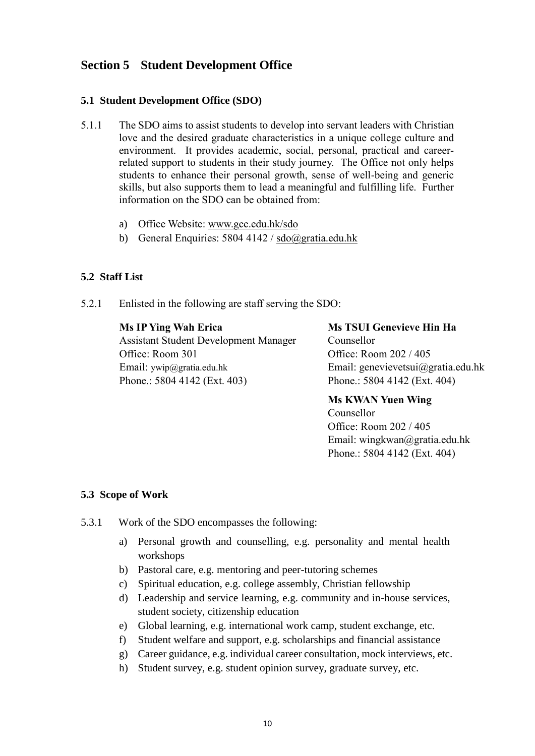## Section 5 Student Development Office

### 5.1 Student Development Office (SDO)

5.1.1 The SDO aims to assist students to develop into servant leaders with Christian love and the desired graduate characteristics in a unique college culture and environment. It provides academic, social, personal, practical and career-related support to students in their study journey. The Office not only helps students to enhance their personal growth, sense of well-being and generic skills, but also supports them to lead a meaningful and fulfilling life. Further information on the SDO can be obtained from:

a) Office Website: www.gcc.edu.hk/sdo
b) General Enquiries: 5804 4142 / sdo@gratia.edu.hk

### 5.2 Staff List

5.2.1 Enlisted in the following are staff serving the SDO:

**Ms IP Ying Wah Erica**
Assistant Student Development Manager
Office: Room 301
Email: ywip@gratia.edu.hk
Phone.: 5804 4142 (Ext. 403)

**Ms TSUI Genevieve Hin Ha**
Counsellor
Office: Room 202 / 405
Email: genevievetsui@gratia.edu.hk
Phone.: 5804 4142 (Ext. 404)

**Ms KWAN Yuen Wing**
Counsellor
Office: Room 202 / 405
Email: wingkwan@gratia.edu.hk
Phone.: 5804 4142 (Ext. 404)

### 5.3 Scope of Work

5.3.1 Work of the SDO encompasses the following:

a) Personal growth and counselling, e.g. personality and mental health workshops
b) Pastoral care, e.g. mentoring and peer-tutoring schemes
c) Spiritual education, e.g. college assembly, Christian fellowship
d) Leadership and service learning, e.g. community and in-house services, student society, citizenship education
e) Global learning, e.g. international work camp, student exchange, etc.
f) Student welfare and support, e.g. scholarships and financial assistance
g) Career guidance, e.g. individual career consultation, mock interviews, etc.
h) Student survey, e.g. student opinion survey, graduate survey, etc.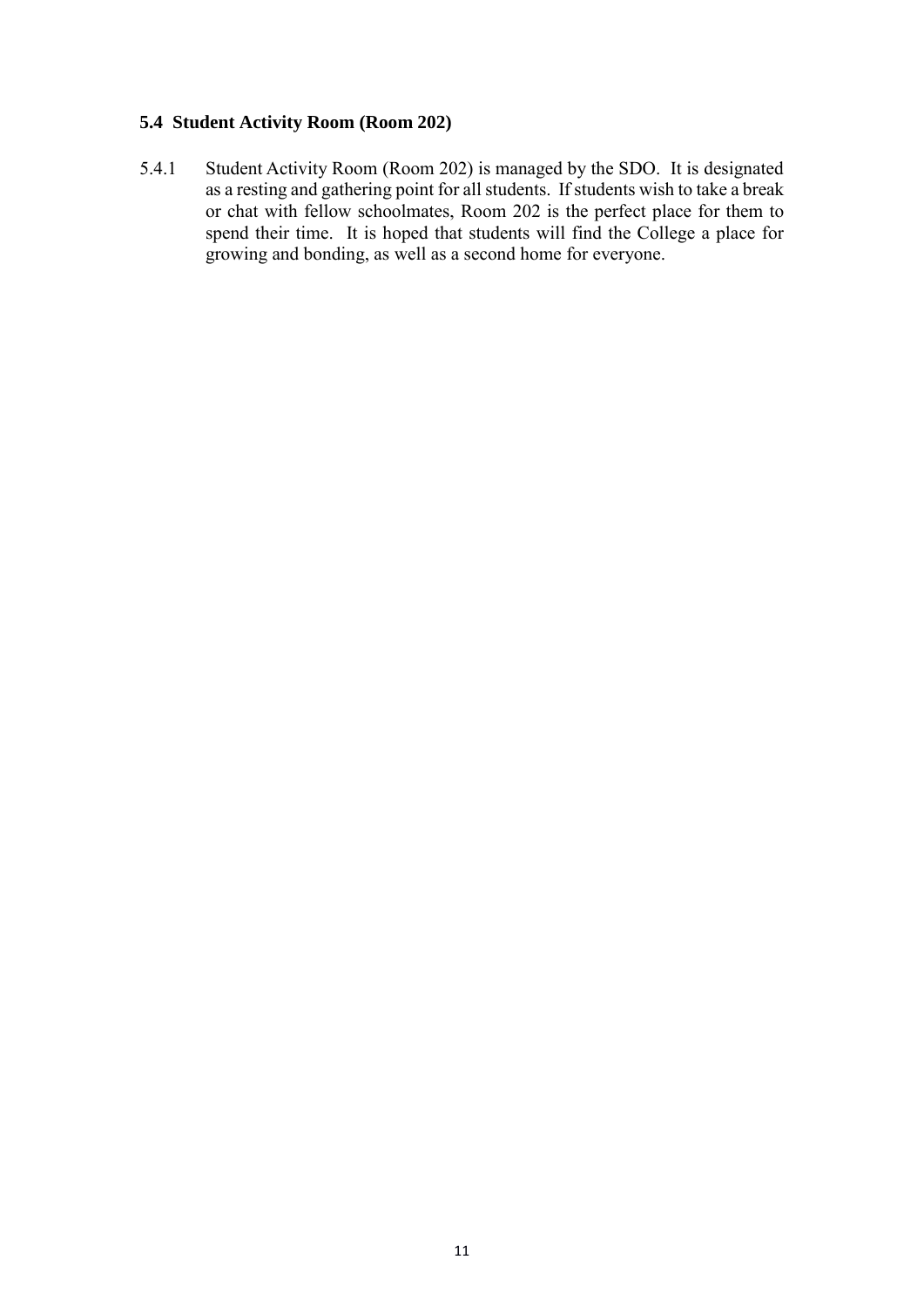### 5.4 Student Activity Room (Room 202)

5.4.1 Student Activity Room (Room 202) is managed by the SDO. It is designated as a resting and gathering point for all students. If students wish to take a break or chat with fellow schoolmates, Room 202 is the perfect place for them to spend their time. It is hoped that students will find the College a place for growing and bonding, as well as a second home for everyone.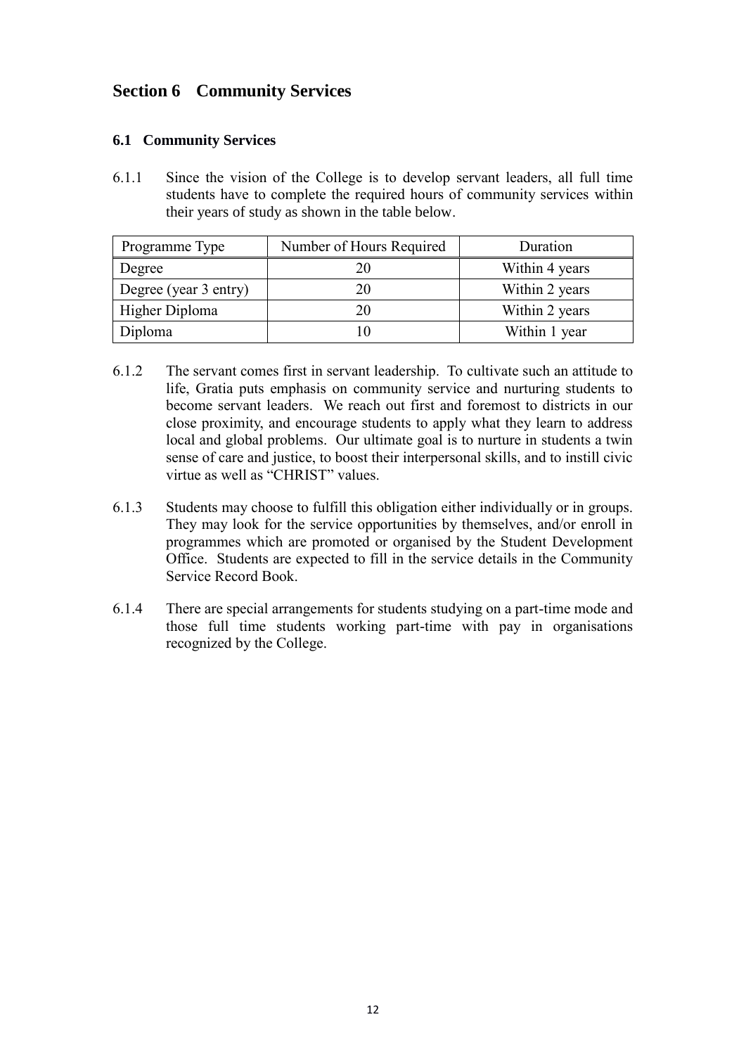## Section 6 Community Services

### 6.1 Community Services

6.1.1 Since the vision of the College is to develop servant leaders, all full time students have to complete the required hours of community services within their years of study as shown in the table below.

| Programme Type | Number of Hours Required | Duration |
| --- | --- | --- |
| Degree | 20 | Within 4 years |
| Degree (year 3 entry) | 20 | Within 2 years |
| Higher Diploma | 20 | Within 2 years |
| Diploma | 10 | Within 1 year |

6.1.2 The servant comes first in servant leadership. To cultivate such an attitude to life, Gratia puts emphasis on community service and nurturing students to become servant leaders. We reach out first and foremost to districts in our close proximity, and encourage students to apply what they learn to address local and global problems. Our ultimate goal is to nurture in students a twin sense of care and justice, to boost their interpersonal skills, and to instill civic virtue as well as "CHRIST" values.

6.1.3 Students may choose to fulfill this obligation either individually or in groups. They may look for the service opportunities by themselves, and/or enroll in programmes which are promoted or organised by the Student Development Office. Students are expected to fill in the service details in the Community Service Record Book.

6.1.4 There are special arrangements for students studying on a part-time mode and those full time students working part-time with pay in organisations recognized by the College.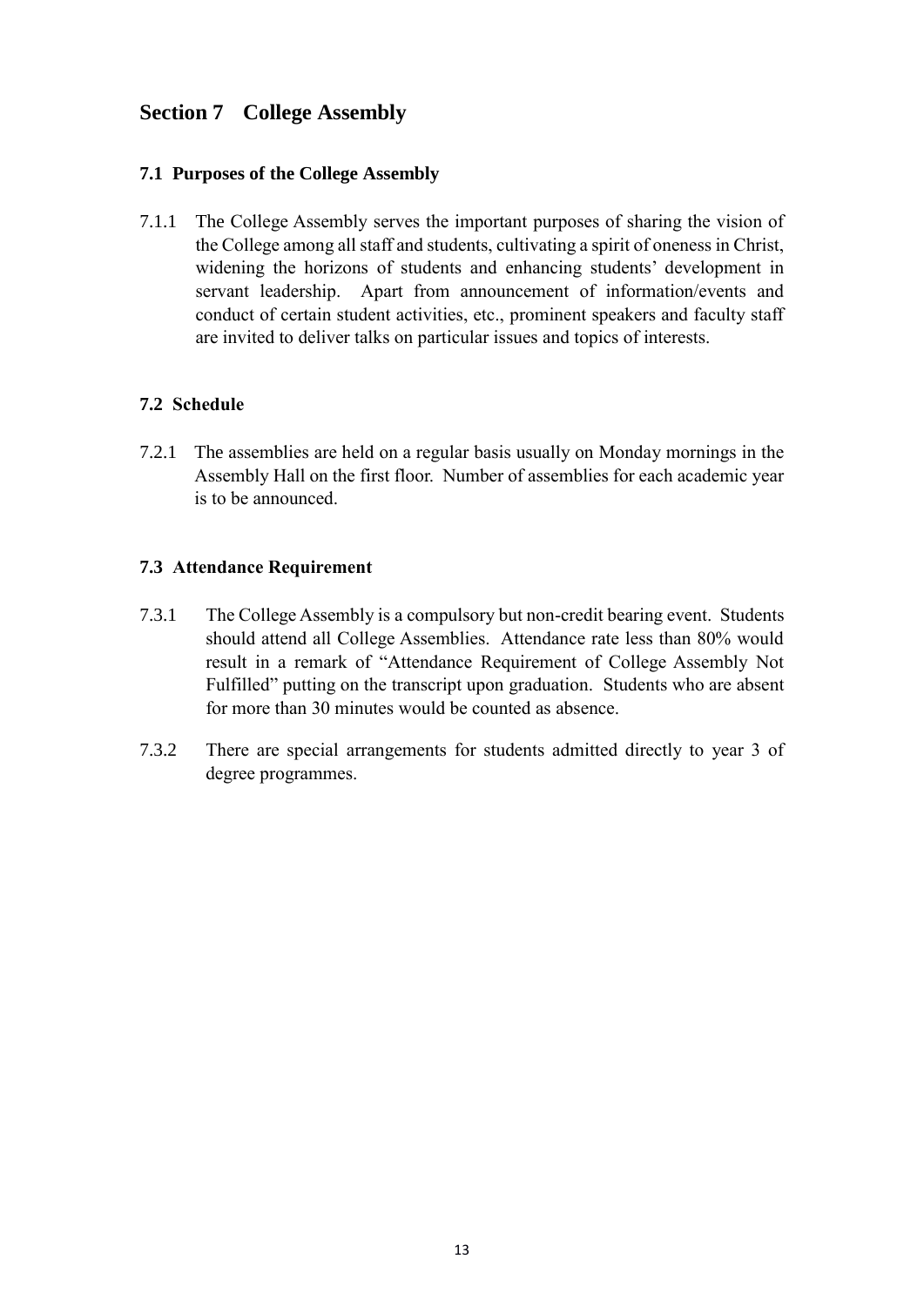## Section 7 College Assembly

### 7.1 Purposes of the College Assembly

7.1.1 The College Assembly serves the important purposes of sharing the vision of the College among all staff and students, cultivating a spirit of oneness in Christ, widening the horizons of students and enhancing students' development in servant leadership. Apart from announcement of information/events and conduct of certain student activities, etc., prominent speakers and faculty staff are invited to deliver talks on particular issues and topics of interests.

### 7.2 Schedule

7.2.1 The assemblies are held on a regular basis usually on Monday mornings in the Assembly Hall on the first floor. Number of assemblies for each academic year is to be announced.

### 7.3 Attendance Requirement

7.3.1 The College Assembly is a compulsory but non-credit bearing event. Students should attend all College Assemblies. Attendance rate less than 80% would result in a remark of "Attendance Requirement of College Assembly Not Fulfilled" putting on the transcript upon graduation. Students who are absent for more than 30 minutes would be counted as absence.

7.3.2 There are special arrangements for students admitted directly to year 3 of degree programmes.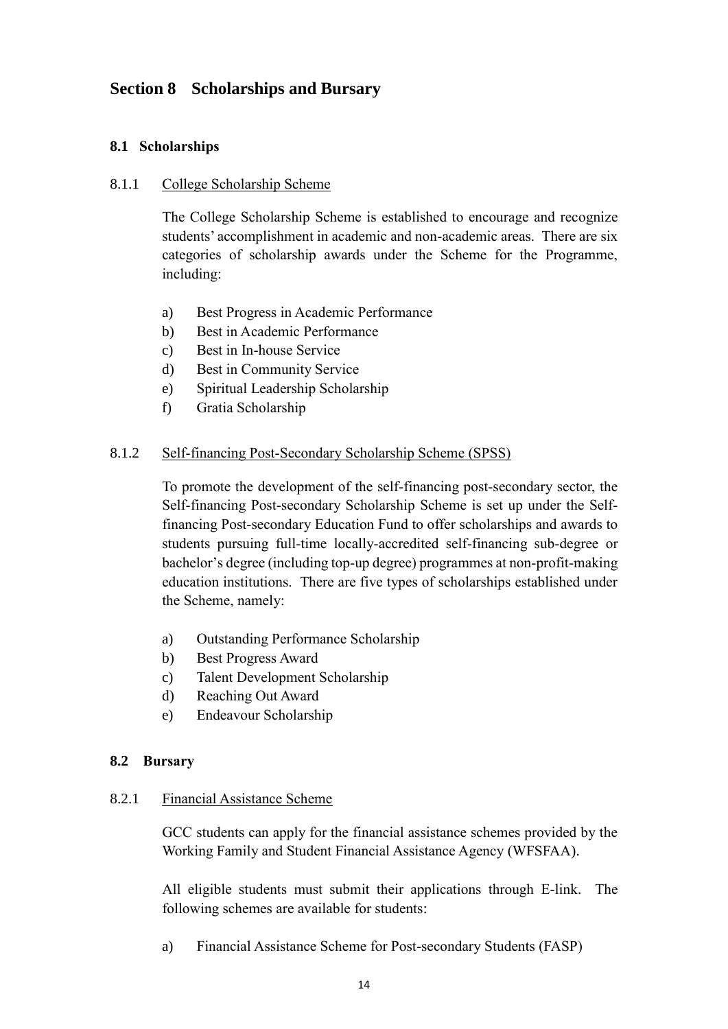## Section 8 Scholarships and Bursary

### 8.1 Scholarships

8.1.1 College Scholarship Scheme

The College Scholarship Scheme is established to encourage and recognize students' accomplishment in academic and non-academic areas. There are six categories of scholarship awards under the Scheme for the Programme, including:

a) Best Progress in Academic Performance
b) Best in Academic Performance
c) Best in In-house Service
d) Best in Community Service
e) Spiritual Leadership Scholarship
f) Gratia Scholarship

8.1.2 Self-financing Post-Secondary Scholarship Scheme (SPSS)

To promote the development of the self-financing post-secondary sector, the Self-financing Post-secondary Scholarship Scheme is set up under the Self-financing Post-secondary Education Fund to offer scholarships and awards to students pursuing full-time locally-accredited self-financing sub-degree or bachelor's degree (including top-up degree) programmes at non-profit-making education institutions. There are five types of scholarships established under the Scheme, namely:

a) Outstanding Performance Scholarship
b) Best Progress Award
c) Talent Development Scholarship
d) Reaching Out Award
e) Endeavour Scholarship

### 8.2 Bursary

8.2.1 Financial Assistance Scheme

GCC students can apply for the financial assistance schemes provided by the Working Family and Student Financial Assistance Agency (WFSFAA).

All eligible students must submit their applications through E-link. The following schemes are available for students:

a) Financial Assistance Scheme for Post-secondary Students (FASP)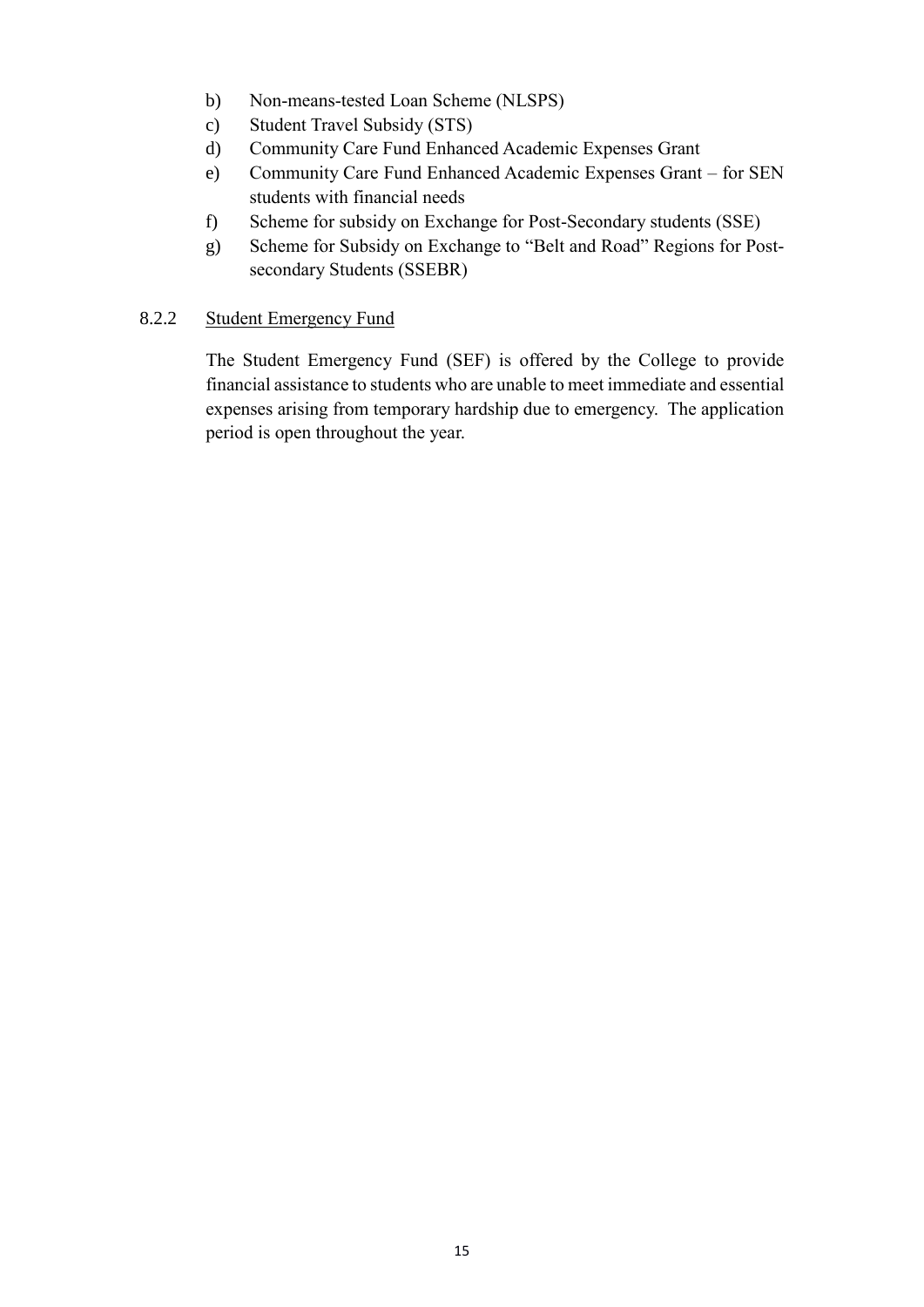b) Non-means-tested Loan Scheme (NLSPS)
c) Student Travel Subsidy (STS)
d) Community Care Fund Enhanced Academic Expenses Grant
e) Community Care Fund Enhanced Academic Expenses Grant – for SEN students with financial needs
f) Scheme for subsidy on Exchange for Post-Secondary students (SSE)
g) Scheme for Subsidy on Exchange to "Belt and Road" Regions for Post-secondary Students (SSEBR)

8.2.2 Student Emergency Fund

The Student Emergency Fund (SEF) is offered by the College to provide financial assistance to students who are unable to meet immediate and essential expenses arising from temporary hardship due to emergency. The application period is open throughout the year.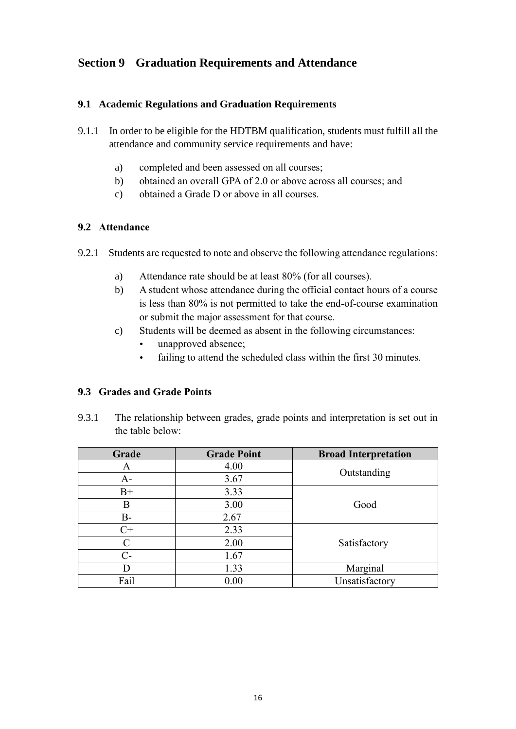## Section 9 Graduation Requirements and Attendance

### 9.1 Academic Regulations and Graduation Requirements

9.1.1 In order to be eligible for the HDTBM qualification, students must fulfill all the attendance and community service requirements and have:

a) completed and been assessed on all courses;
b) obtained an overall GPA of 2.0 or above across all courses; and
c) obtained a Grade D or above in all courses.

### 9.2 Attendance

9.2.1 Students are requested to note and observe the following attendance regulations:

a) Attendance rate should be at least 80% (for all courses).
b) A student whose attendance during the official contact hours of a course is less than 80% is not permitted to take the end-of-course examination or submit the major assessment for that course.
c) Students will be deemed as absent in the following circumstances:
   - unapproved absence;
   - failing to attend the scheduled class within the first 30 minutes.

### 9.3 Grades and Grade Points

9.3.1 The relationship between grades, grade points and interpretation is set out in the table below:

| Grade | Grade Point | Broad Interpretation |
|---|---|---|
| A | 4.00 | Outstanding |
| A- | 3.67 | |
| B+ | 3.33 | Good |
| B | 3.00 | |
| B- | 2.67 | |
| C+ | 2.33 | Satisfactory |
| C | 2.00 | |
| C- | 1.67 | |
| D | 1.33 | Marginal |
| Fail | 0.00 | Unsatisfactory |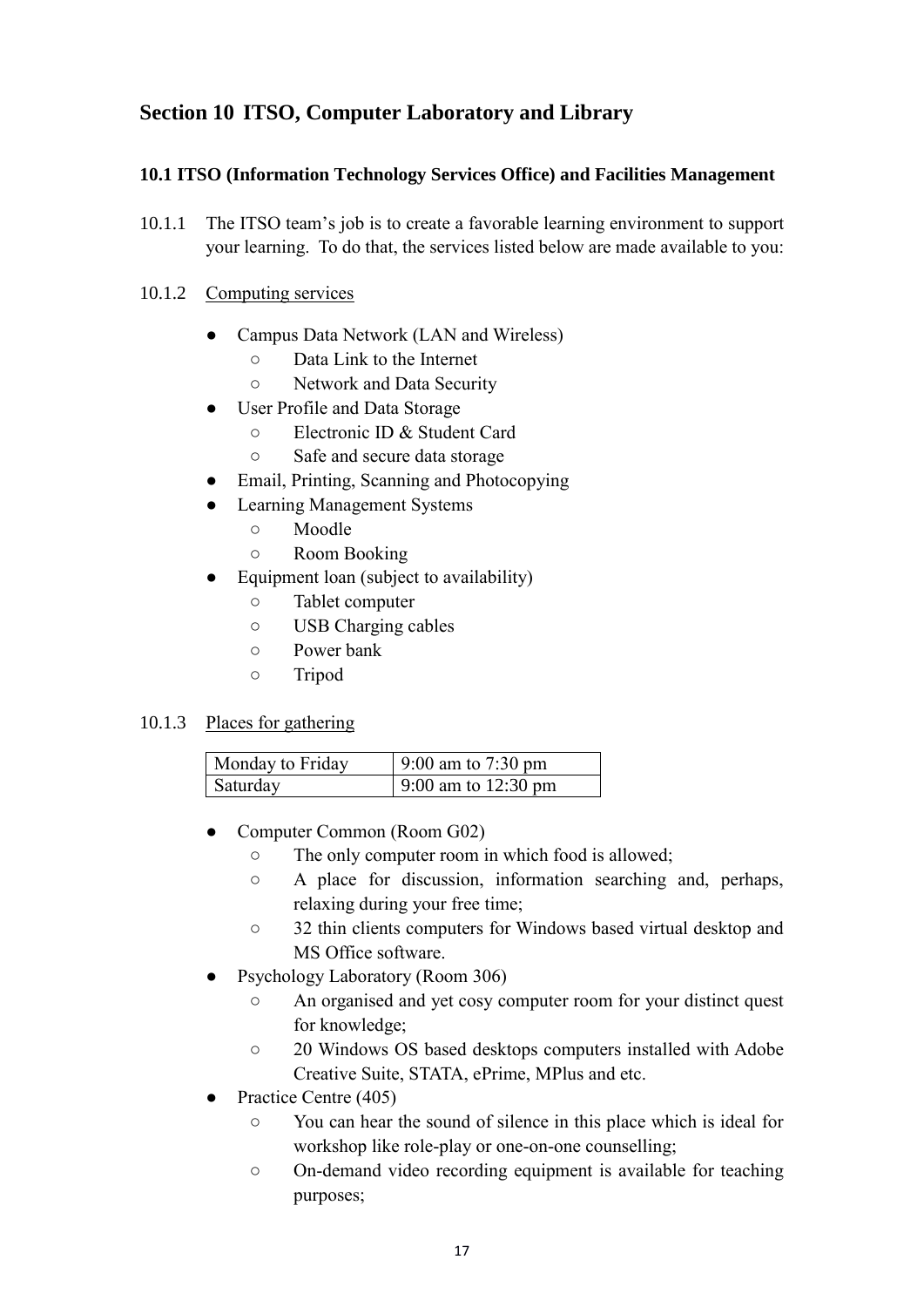# Section 10 ITSO, Computer Laboratory and Library

## 10.1 ITSO (Information Technology Services Office) and Facilities Management

10.1.1 The ITSO team's job is to create a favorable learning environment to support your learning. To do that, the services listed below are made available to you:

10.1.2 Computing services

- Campus Data Network (LAN and Wireless)
  - Data Link to the Internet
  - Network and Data Security
- User Profile and Data Storage
  - Electronic ID & Student Card
  - Safe and secure data storage
- Email, Printing, Scanning and Photocopying
- Learning Management Systems
  - Moodle
  - Room Booking
- Equipment loan (subject to availability)
  - Tablet computer
  - USB Charging cables
  - Power bank
  - Tripod

10.1.3 Places for gathering

| Monday to Friday | 9:00 am to 7:30 pm |
|---|---|
| Saturday | 9:00 am to 12:30 pm |

- Computer Common (Room G02)
  - The only computer room in which food is allowed;
  - A place for discussion, information searching and, perhaps, relaxing during your free time;
  - 32 thin clients computers for Windows based virtual desktop and MS Office software.
- Psychology Laboratory (Room 306)
  - An organised and yet cosy computer room for your distinct quest for knowledge;
  - 20 Windows OS based desktops computers installed with Adobe Creative Suite, STATA, ePrime, MPlus and etc.
- Practice Centre (405)
  - You can hear the sound of silence in this place which is ideal for workshop like role-play or one-on-one counselling;
  - On-demand video recording equipment is available for teaching purposes;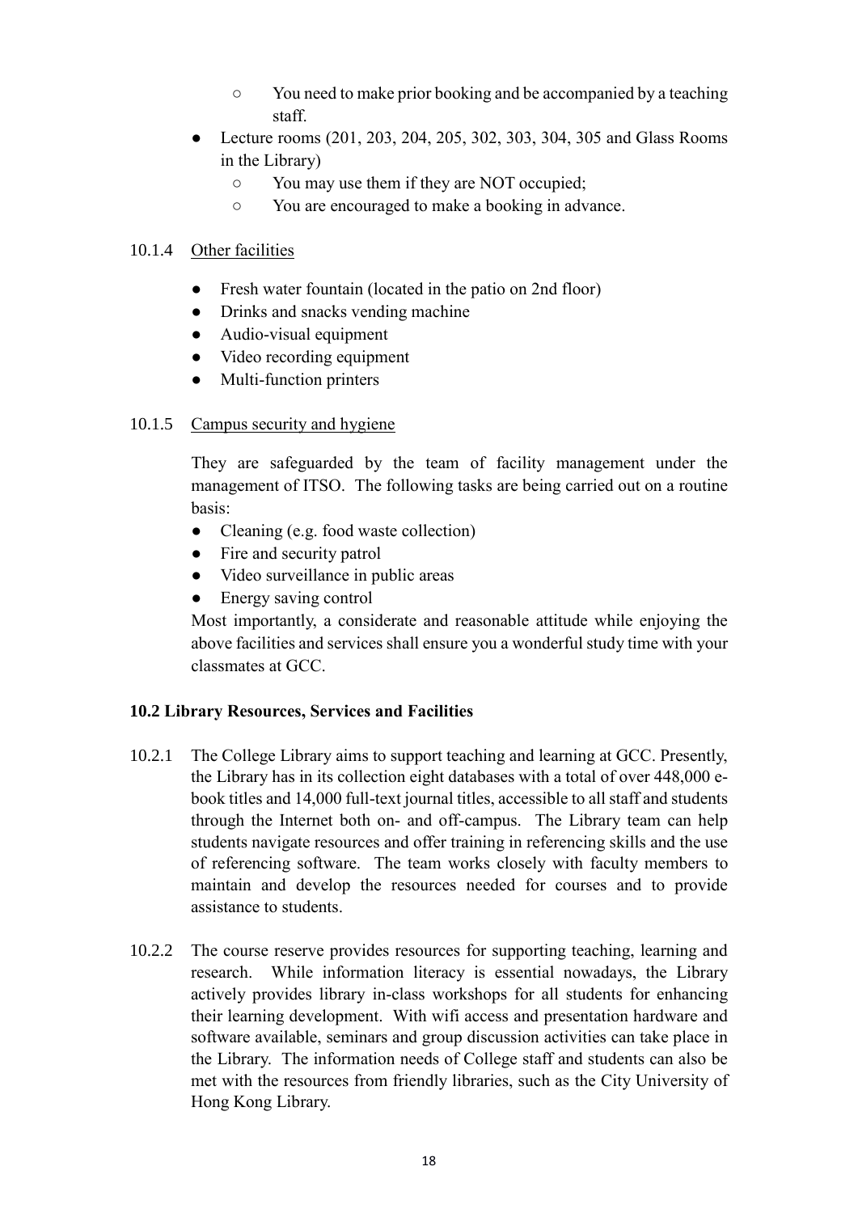- You need to make prior booking and be accompanied by a teaching staff.
- Lecture rooms (201, 203, 204, 205, 302, 303, 304, 305 and Glass Rooms in the Library)
  - You may use them if they are NOT occupied;
  - You are encouraged to make a booking in advance.

10.1.4 Other facilities

- Fresh water fountain (located in the patio on 2nd floor)
- Drinks and snacks vending machine
- Audio-visual equipment
- Video recording equipment
- Multi-function printers

10.1.5 Campus security and hygiene

They are safeguarded by the team of facility management under the management of ITSO. The following tasks are being carried out on a routine basis:

- Cleaning (e.g. food waste collection)
- Fire and security patrol
- Video surveillance in public areas
- Energy saving control

Most importantly, a considerate and reasonable attitude while enjoying the above facilities and services shall ensure you a wonderful study time with your classmates at GCC.

**10.2 Library Resources, Services and Facilities**

10.2.1 The College Library aims to support teaching and learning at GCC. Presently, the Library has in its collection eight databases with a total of over 448,000 e-book titles and 14,000 full-text journal titles, accessible to all staff and students through the Internet both on- and off-campus. The Library team can help students navigate resources and offer training in referencing skills and the use of referencing software. The team works closely with faculty members to maintain and develop the resources needed for courses and to provide assistance to students.

10.2.2 The course reserve provides resources for supporting teaching, learning and research. While information literacy is essential nowadays, the Library actively provides library in-class workshops for all students for enhancing their learning development. With wifi access and presentation hardware and software available, seminars and group discussion activities can take place in the Library. The information needs of College staff and students can also be met with the resources from friendly libraries, such as the City University of Hong Kong Library.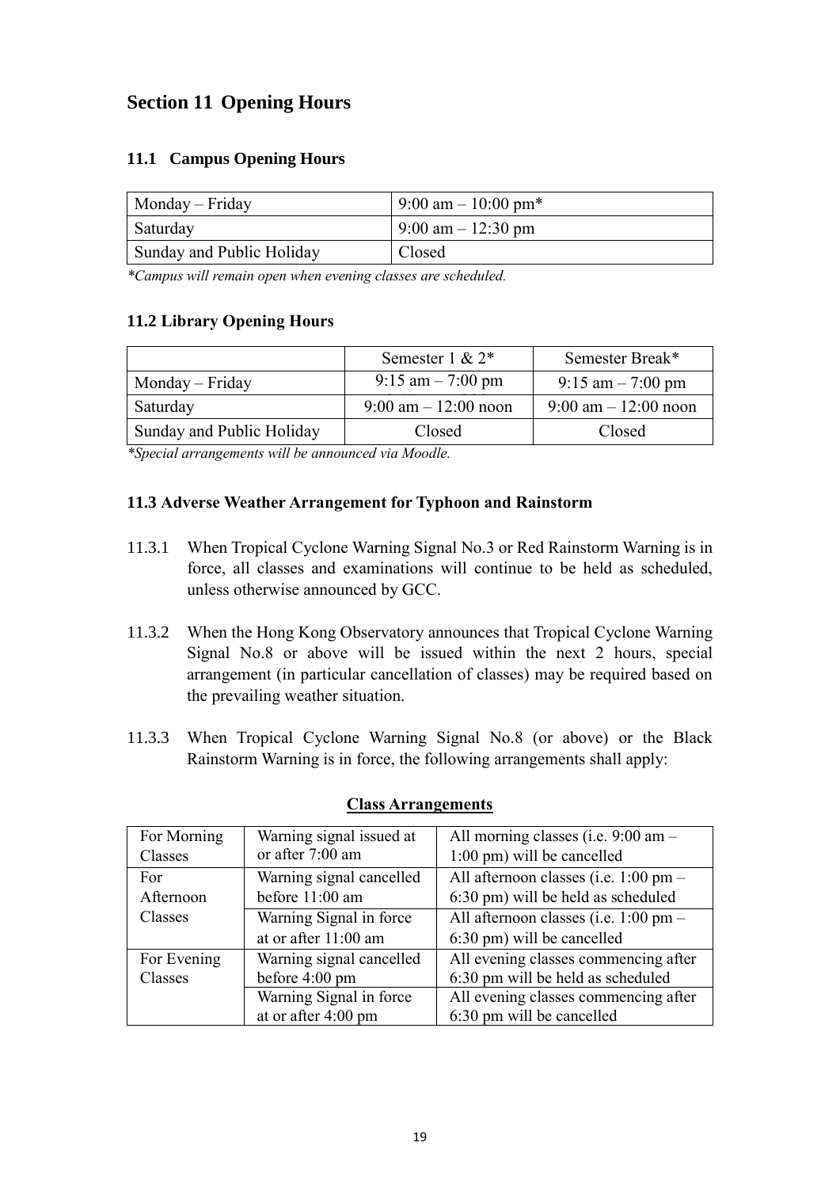## Section 11 Opening Hours

### 11.1 Campus Opening Hours

| Monday – Friday | 9:00 am – 10:00 pm* |
|---|---|
| Saturday | 9:00 am – 12:30 pm |
| Sunday and Public Holiday | Closed |

*\*Campus will remain open when evening classes are scheduled.*

### 11.2 Library Opening Hours

| | Semester 1 & 2* | Semester Break* |
|---|---|---|
| Monday – Friday | 9:15 am – 7:00 pm | 9:15 am – 7:00 pm |
| Saturday | 9:00 am – 12:00 noon | 9:00 am – 12:00 noon |
| Sunday and Public Holiday | Closed | Closed |

*\*Special arrangements will be announced via Moodle.*

### 11.3 Adverse Weather Arrangement for Typhoon and Rainstorm

11.3.1 When Tropical Cyclone Warning Signal No.3 or Red Rainstorm Warning is in force, all classes and examinations will continue to be held as scheduled, unless otherwise announced by GCC.

11.3.2 When the Hong Kong Observatory announces that Tropical Cyclone Warning Signal No.8 or above will be issued within the next 2 hours, special arrangement (in particular cancellation of classes) may be required based on the prevailing weather situation.

11.3.3 When Tropical Cyclone Warning Signal No.8 (or above) or the Black Rainstorm Warning is in force, the following arrangements shall apply:

**<u>Class Arrangements</u>**

| | | |
|---|---|---|
| For Morning Classes | Warning signal issued at or after 7:00 am | All morning classes (i.e. 9:00 am – 1:00 pm) will be cancelled |
| For Afternoon Classes | Warning signal cancelled before 11:00 am | All afternoon classes (i.e. 1:00 pm – 6:30 pm) will be held as scheduled |
| | Warning Signal in force at or after 11:00 am | All afternoon classes (i.e. 1:00 pm – 6:30 pm) will be cancelled |
| For Evening Classes | Warning signal cancelled before 4:00 pm | All evening classes commencing after 6:30 pm will be held as scheduled |
| | Warning Signal in force at or after 4:00 pm | All evening classes commencing after 6:30 pm will be cancelled |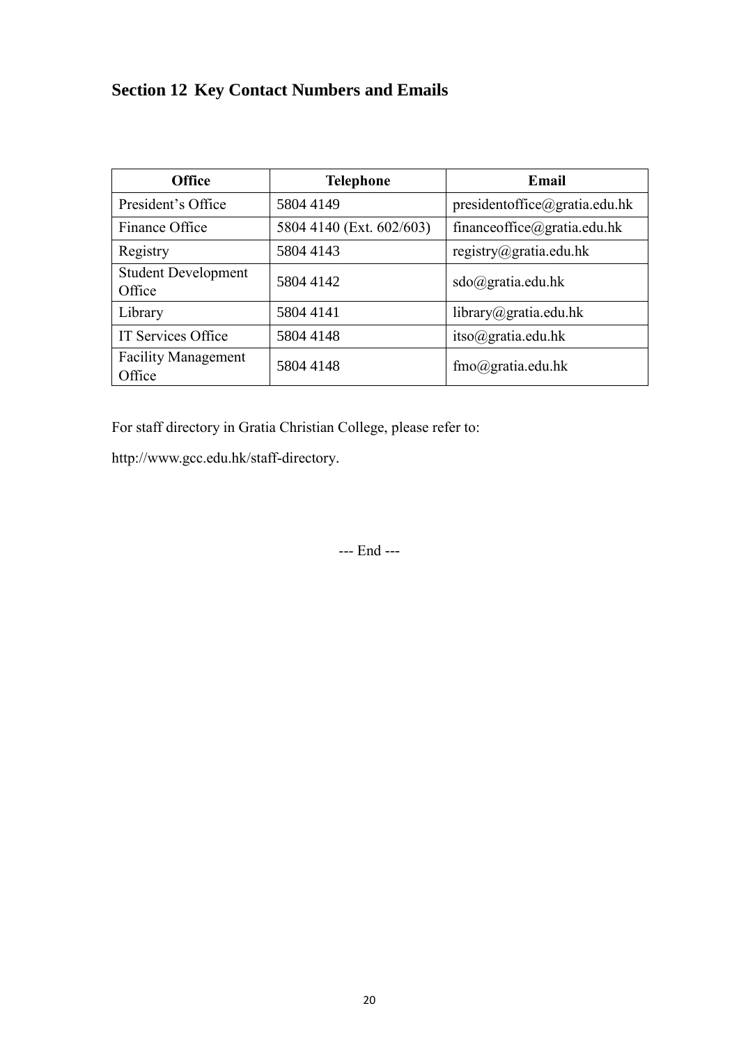## Section 12 Key Contact Numbers and Emails

| Office | Telephone | Email |
|---|---|---|
| President's Office | 5804 4149 | presidentoffice@gratia.edu.hk |
| Finance Office | 5804 4140 (Ext. 602/603) | financeoffice@gratia.edu.hk |
| Registry | 5804 4143 | registry@gratia.edu.hk |
| Student Development Office | 5804 4142 | sdo@gratia.edu.hk |
| Library | 5804 4141 | library@gratia.edu.hk |
| IT Services Office | 5804 4148 | itso@gratia.edu.hk |
| Facility Management Office | 5804 4148 | fmo@gratia.edu.hk |

For staff directory in Gratia Christian College, please refer to:

http://www.gcc.edu.hk/staff-directory.

--- End ---